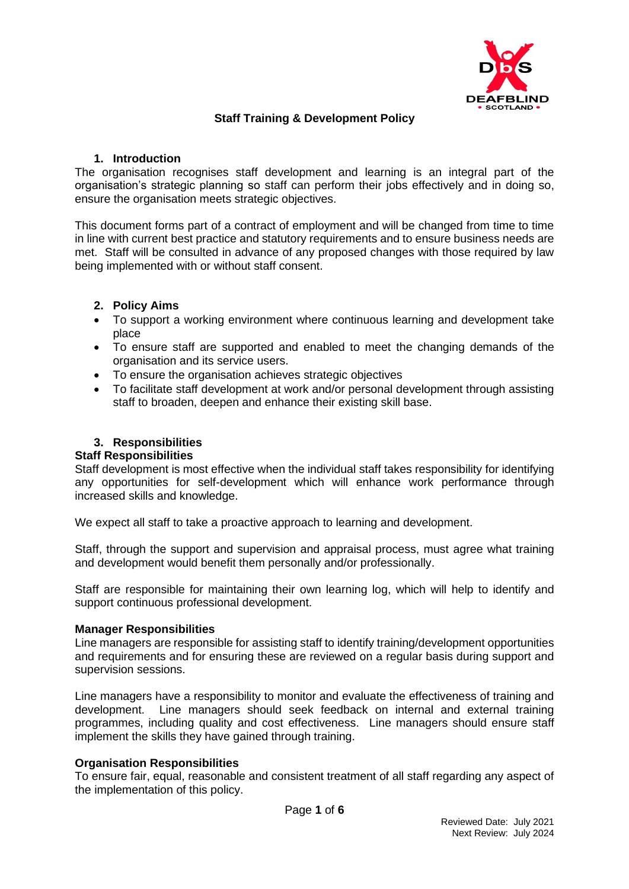# Staff Training & Development Policy

## 1. Introduction

The organisation recognises staff development and learning is an integral part of the organisation's strategic planning so staff can perform their jobs effectively and in doing so, ensure the organisation meets strategic objectives.

This document forms part of a contract of employment and will be changed from time to time in line with current best practice and statutory requirements and to ensure business needs are met. Staff will be consulted in advance of any proposed changes with those required by law being implemented with or without staff consent.

## 2. Policy Aims

- To support a working environment where continuous learning and development take place
- To ensure staff are supported and enabled to meet the changing demands of the organisation and its service users.
- To ensure the organisation achieves strategic objectives
- To facilitate staff development at work and/or personal development through assisting staff to broaden, deepen and enhance their existing skill base.

## 3. Responsibilities

### Staff Responsibilities

Staff development is most effective when the individual staff takes responsibility for identifying any opportunities for self-development which will enhance work performance through increased skills and knowledge.

We expect all staff to take a proactive approach to learning and development.

Staff, through the support and supervision and appraisal process, must agree what training and development would benefit them personally and/or professionally.

Staff are responsible for maintaining their own learning log, which will help to identify and support continuous professional development.

### Manager Responsibilities

Line managers are responsible for assisting staff to identify training/development opportunities and requirements and for ensuring these are reviewed on a regular basis during support and supervision sessions.

Line managers have a responsibility to monitor and evaluate the effectiveness of training and development. Line managers should seek feedback on internal and external training programmes, including quality and cost effectiveness. Line managers should ensure staff implement the skills they have gained through training.

### Organisation Responsibilities

To ensure fair, equal, reasonable and consistent treatment of all staff regarding any aspect of the implementation of this policy.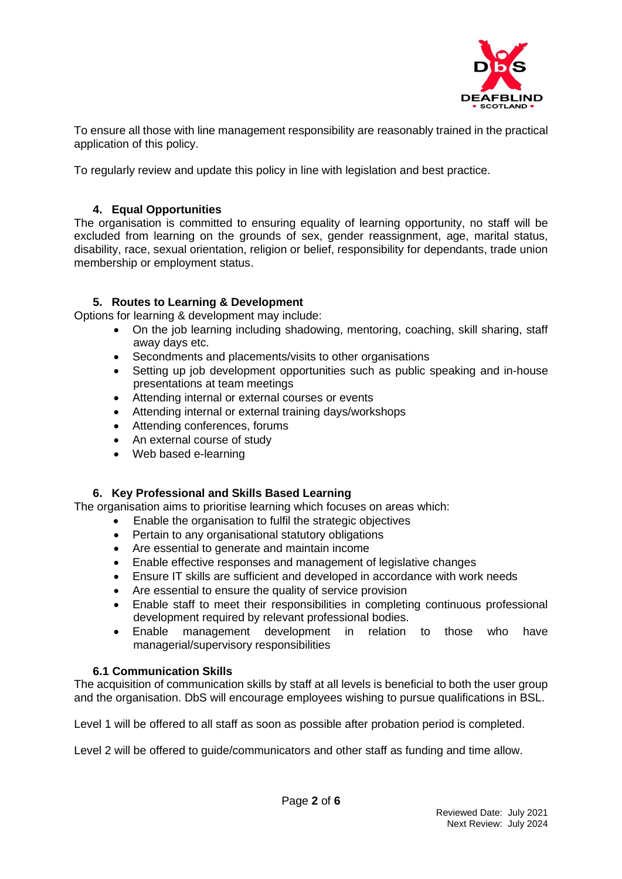To ensure all those with line management responsibility are reasonably trained in the practical application of this policy.

To regularly review and update this policy in line with legislation and best practice.

### 4. Equal Opportunities

The organisation is committed to ensuring equality of learning opportunity, no staff will be excluded from learning on the grounds of sex, gender reassignment, age, marital status, disability, race, sexual orientation, religion or belief, responsibility for dependants, trade union membership or employment status.

### 5. Routes to Learning & Development

Options for learning & development may include:

- On the job learning including shadowing, mentoring, coaching, skill sharing, staff away days etc.
- Secondments and placements/visits to other organisations
- Setting up job development opportunities such as public speaking and in-house presentations at team meetings
- Attending internal or external courses or events
- Attending internal or external training days/workshops
- Attending conferences, forums
- An external course of study
- Web based e-learning

### 6. Key Professional and Skills Based Learning

The organisation aims to prioritise learning which focuses on areas which:

- Enable the organisation to fulfil the strategic objectives
- Pertain to any organisational statutory obligations
- Are essential to generate and maintain income
- Enable effective responses and management of legislative changes
- Ensure IT skills are sufficient and developed in accordance with work needs
- Are essential to ensure the quality of service provision
- Enable staff to meet their responsibilities in completing continuous professional development required by relevant professional bodies.
- Enable management development in relation to those who have managerial/supervisory responsibilities

#### 6.1 Communication Skills

The acquisition of communication skills by staff at all levels is beneficial to both the user group and the organisation. DbS will encourage employees wishing to pursue qualifications in BSL.

Level 1 will be offered to all staff as soon as possible after probation period is completed.

Level 2 will be offered to guide/communicators and other staff as funding and time allow.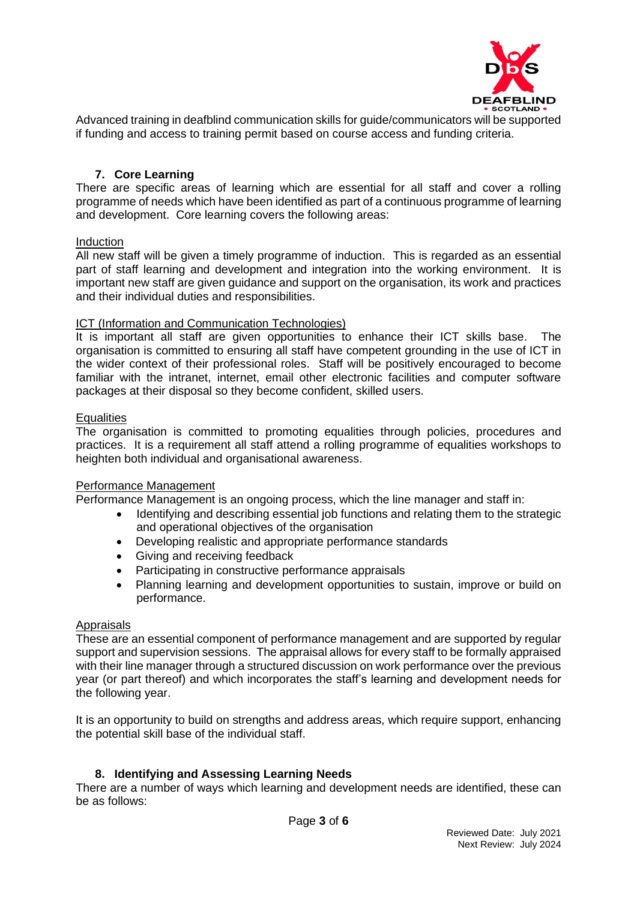Advanced training in deafblind communication skills for guide/communicators will be supported if funding and access to training permit based on course access and funding criteria.

## 7. Core Learning

There are specific areas of learning which are essential for all staff and cover a rolling programme of needs which have been identified as part of a continuous programme of learning and development. Core learning covers the following areas:

### Induction

All new staff will be given a timely programme of induction. This is regarded as an essential part of staff learning and development and integration into the working environment. It is important new staff are given guidance and support on the organisation, its work and practices and their individual duties and responsibilities.

### ICT (Information and Communication Technologies)

It is important all staff are given opportunities to enhance their ICT skills base. The organisation is committed to ensuring all staff have competent grounding in the use of ICT in the wider context of their professional roles. Staff will be positively encouraged to become familiar with the intranet, internet, email other electronic facilities and computer software packages at their disposal so they become confident, skilled users.

### Equalities

The organisation is committed to promoting equalities through policies, procedures and practices. It is a requirement all staff attend a rolling programme of equalities workshops to heighten both individual and organisational awareness.

### Performance Management

Performance Management is an ongoing process, which the line manager and staff in:

- Identifying and describing essential job functions and relating them to the strategic and operational objectives of the organisation
- Developing realistic and appropriate performance standards
- Giving and receiving feedback
- Participating in constructive performance appraisals
- Planning learning and development opportunities to sustain, improve or build on performance.

### Appraisals

These are an essential component of performance management and are supported by regular support and supervision sessions. The appraisal allows for every staff to be formally appraised with their line manager through a structured discussion on work performance over the previous year (or part thereof) and which incorporates the staff's learning and development needs for the following year.

It is an opportunity to build on strengths and address areas, which require support, enhancing the potential skill base of the individual staff.

## 8. Identifying and Assessing Learning Needs

There are a number of ways which learning and development needs are identified, these can be as follows: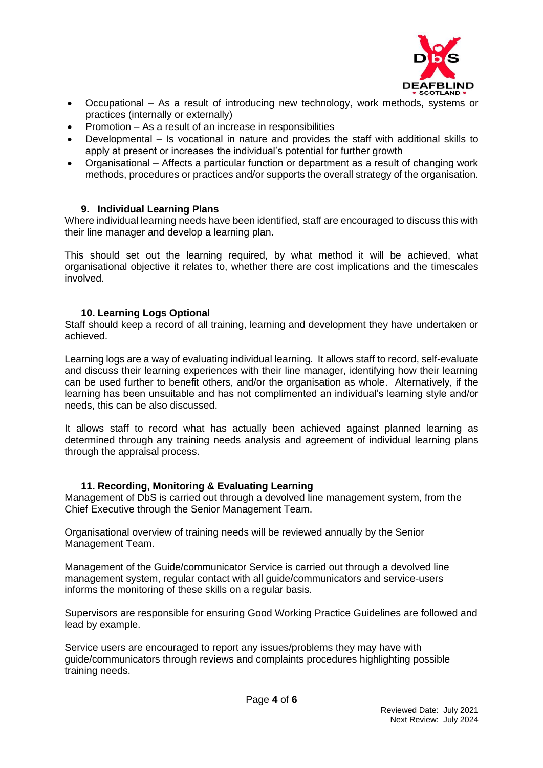- Occupational – As a result of introducing new technology, work methods, systems or practices (internally or externally)
- Promotion – As a result of an increase in responsibilities
- Developmental – Is vocational in nature and provides the staff with additional skills to apply at present or increases the individual's potential for further growth
- Organisational – Affects a particular function or department as a result of changing work methods, procedures or practices and/or supports the overall strategy of the organisation.

## 9. Individual Learning Plans

Where individual learning needs have been identified, staff are encouraged to discuss this with their line manager and develop a learning plan.

This should set out the learning required, by what method it will be achieved, what organisational objective it relates to, whether there are cost implications and the timescales involved.

## 10. Learning Logs Optional

Staff should keep a record of all training, learning and development they have undertaken or achieved.

Learning logs are a way of evaluating individual learning. It allows staff to record, self-evaluate and discuss their learning experiences with their line manager, identifying how their learning can be used further to benefit others, and/or the organisation as whole. Alternatively, if the learning has been unsuitable and has not complimented an individual's learning style and/or needs, this can be also discussed.

It allows staff to record what has actually been achieved against planned learning as determined through any training needs analysis and agreement of individual learning plans through the appraisal process.

## 11. Recording, Monitoring & Evaluating Learning

Management of DbS is carried out through a devolved line management system, from the Chief Executive through the Senior Management Team.

Organisational overview of training needs will be reviewed annually by the Senior Management Team.

Management of the Guide/communicator Service is carried out through a devolved line management system, regular contact with all guide/communicators and service-users informs the monitoring of these skills on a regular basis.

Supervisors are responsible for ensuring Good Working Practice Guidelines are followed and lead by example.

Service users are encouraged to report any issues/problems they may have with guide/communicators through reviews and complaints procedures highlighting possible training needs.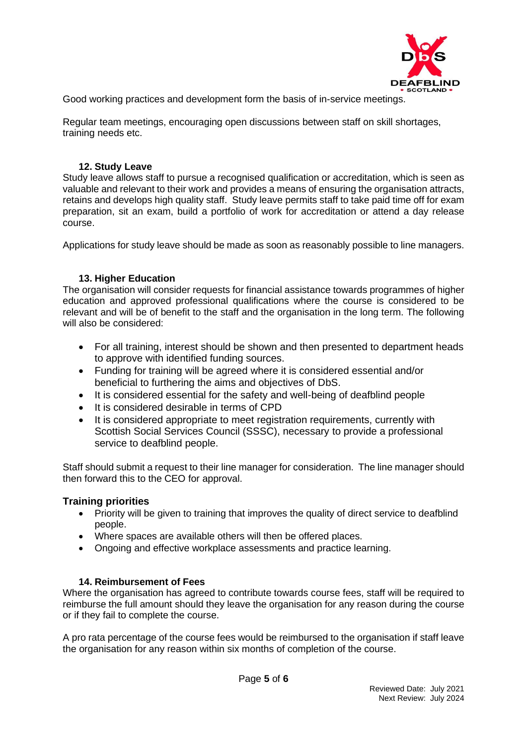Good working practices and development form the basis of in-service meetings.

Regular team meetings, encouraging open discussions between staff on skill shortages, training needs etc.

### 12. Study Leave

Study leave allows staff to pursue a recognised qualification or accreditation, which is seen as valuable and relevant to their work and provides a means of ensuring the organisation attracts, retains and develops high quality staff. Study leave permits staff to take paid time off for exam preparation, sit an exam, build a portfolio of work for accreditation or attend a day release course.

Applications for study leave should be made as soon as reasonably possible to line managers.

### 13. Higher Education

The organisation will consider requests for financial assistance towards programmes of higher education and approved professional qualifications where the course is considered to be relevant and will be of benefit to the staff and the organisation in the long term. The following will also be considered:

- For all training, interest should be shown and then presented to department heads to approve with identified funding sources.
- Funding for training will be agreed where it is considered essential and/or beneficial to furthering the aims and objectives of DbS.
- It is considered essential for the safety and well-being of deafblind people
- It is considered desirable in terms of CPD
- It is considered appropriate to meet registration requirements, currently with Scottish Social Services Council (SSSC), necessary to provide a professional service to deafblind people.

Staff should submit a request to their line manager for consideration. The line manager should then forward this to the CEO for approval.

### Training priorities

- Priority will be given to training that improves the quality of direct service to deafblind people.
- Where spaces are available others will then be offered places.
- Ongoing and effective workplace assessments and practice learning.

### 14. Reimbursement of Fees

Where the organisation has agreed to contribute towards course fees, staff will be required to reimburse the full amount should they leave the organisation for any reason during the course or if they fail to complete the course.

A pro rata percentage of the course fees would be reimbursed to the organisation if staff leave the organisation for any reason within six months of completion of the course.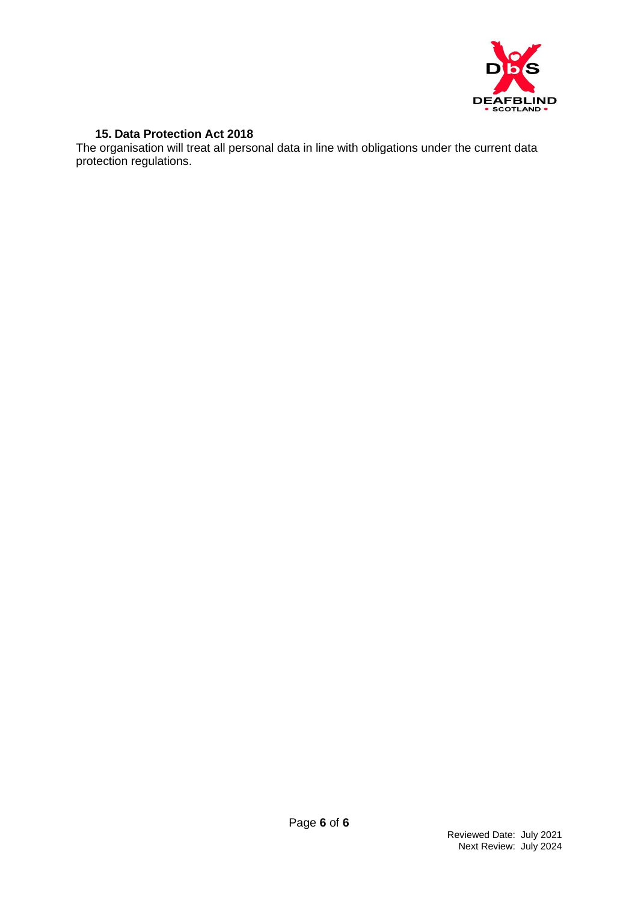### 15. Data Protection Act 2018

The organisation will treat all personal data in line with obligations under the current data protection regulations.

Reviewed Date: July 2021
Next Review: July 2024